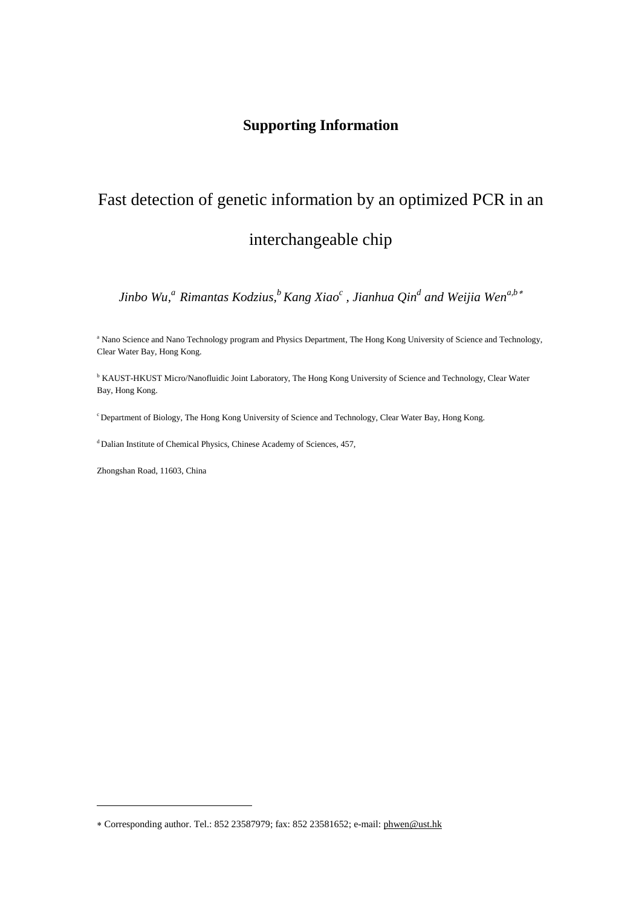**Supporting Information**

# Fast detection of genetic information by an optimized PCR in an interchangeable chip

*Jinbo Wu,[a] Rimantas Kodzius,[b] Kang Xiao[c], Jianhua Qin[d] and Weijia Wen[a,b]\**

[a] Nano Science and Nano Technology program and Physics Department, The Hong Kong University of Science and Technology, Clear Water Bay, Hong Kong.

[b] KAUST-HKUST Micro/Nanofluidic Joint Laboratory, The Hong Kong University of Science and Technology, Clear Water Bay, Hong Kong.

[c] Department of Biology, The Hong Kong University of Science and Technology, Clear Water Bay, Hong Kong.

[d] Dalian Institute of Chemical Physics, Chinese Academy of Sciences, 457,

Zhongshan Road, 11603, China

---

\* Corresponding author. Tel.: 852 23587979; fax: 852 23581652; e-mail: phwen@ust.hk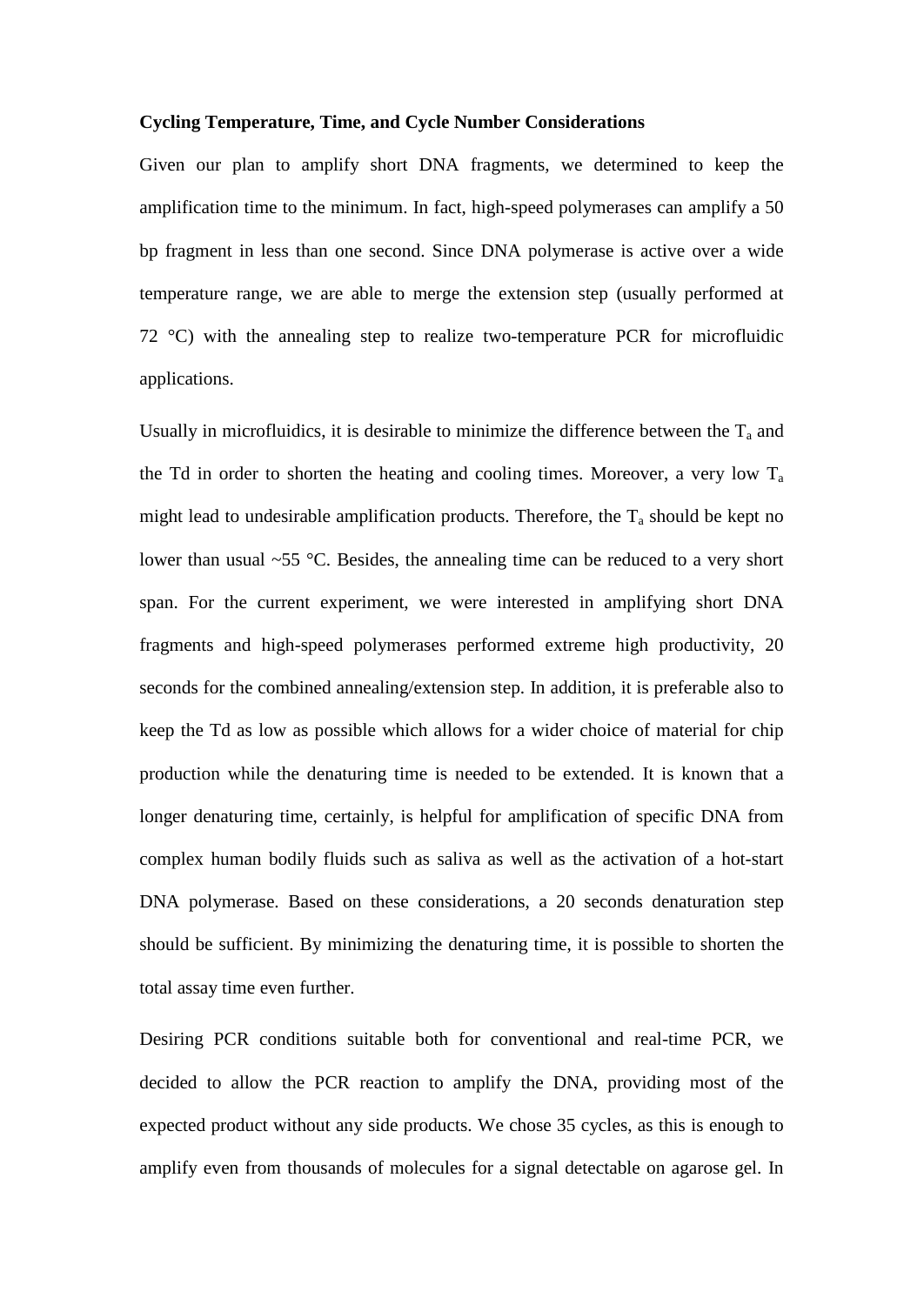**Cycling Temperature, Time, and Cycle Number Considerations**

Given our plan to amplify short DNA fragments, we determined to keep the amplification time to the minimum. In fact, high-speed polymerases can amplify a 50 bp fragment in less than one second. Since DNA polymerase is active over a wide temperature range, we are able to merge the extension step (usually performed at 72 °C) with the annealing step to realize two-temperature PCR for microfluidic applications.

Usually in microfluidics, it is desirable to minimize the difference between the $T_a$ and the Td in order to shorten the heating and cooling times. Moreover, a very low $T_a$ might lead to undesirable amplification products. Therefore, the $T_a$ should be kept no lower than usual ~55 °C. Besides, the annealing time can be reduced to a very short span. For the current experiment, we were interested in amplifying short DNA fragments and high-speed polymerases performed extreme high productivity, 20 seconds for the combined annealing/extension step. In addition, it is preferable also to keep the Td as low as possible which allows for a wider choice of material for chip production while the denaturing time is needed to be extended. It is known that a longer denaturing time, certainly, is helpful for amplification of specific DNA from complex human bodily fluids such as saliva as well as the activation of a hot-start DNA polymerase. Based on these considerations, a 20 seconds denaturation step should be sufficient. By minimizing the denaturing time, it is possible to shorten the total assay time even further.

Desiring PCR conditions suitable both for conventional and real-time PCR, we decided to allow the PCR reaction to amplify the DNA, providing most of the expected product without any side products. We chose 35 cycles, as this is enough to amplify even from thousands of molecules for a signal detectable on agarose gel. In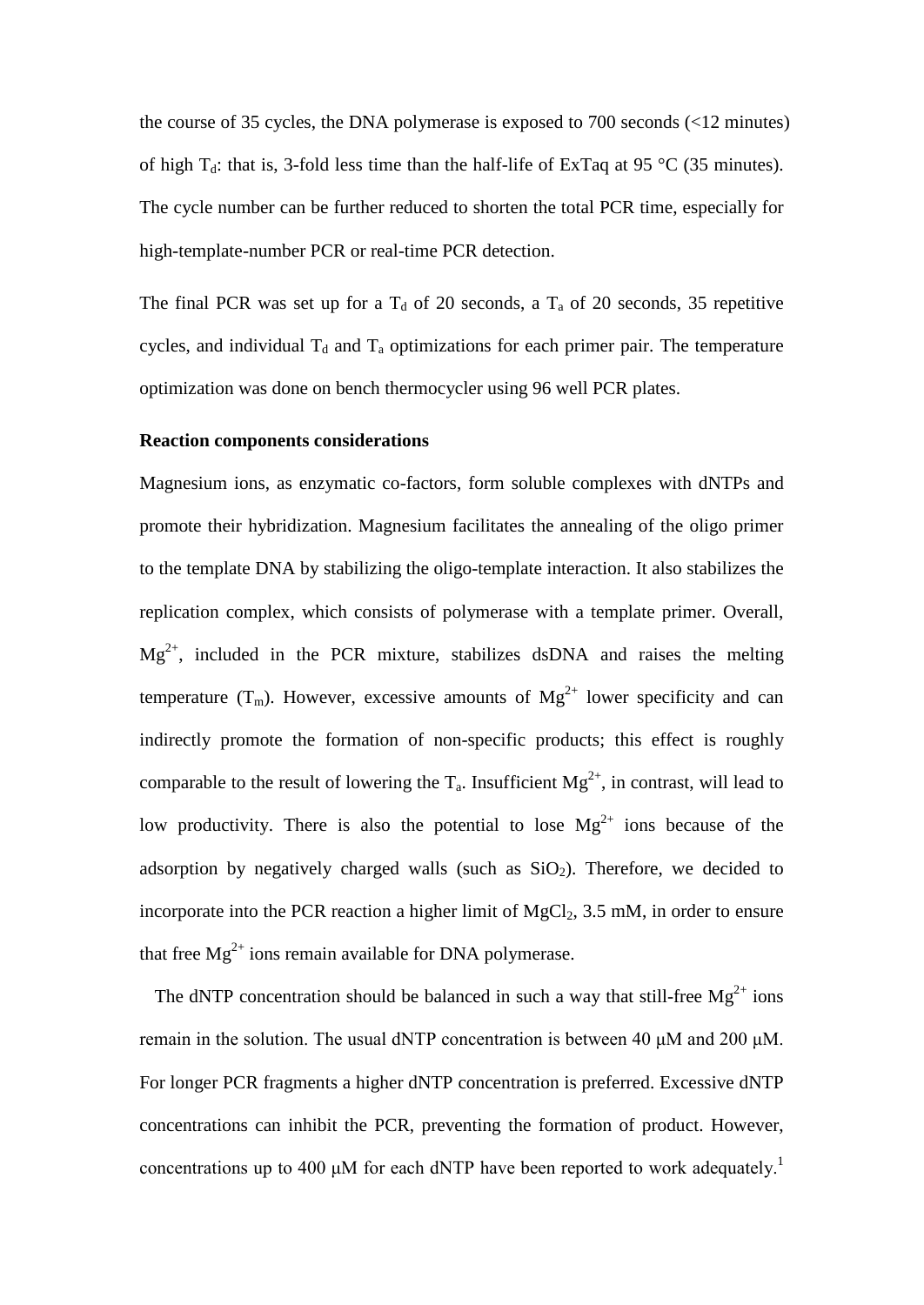the course of 35 cycles, the DNA polymerase is exposed to 700 seconds (<12 minutes) of high $T_d$: that is, 3-fold less time than the half-life of ExTaq at 95 °C (35 minutes). The cycle number can be further reduced to shorten the total PCR time, especially for high-template-number PCR or real-time PCR detection.

The final PCR was set up for a $T_d$ of 20 seconds, a $T_a$ of 20 seconds, 35 repetitive cycles, and individual $T_d$ and $T_a$ optimizations for each primer pair. The temperature optimization was done on bench thermocycler using 96 well PCR plates.

**Reaction components considerations**

Magnesium ions, as enzymatic co-factors, form soluble complexes with dNTPs and promote their hybridization. Magnesium facilitates the annealing of the oligo primer to the template DNA by stabilizing the oligo-template interaction. It also stabilizes the replication complex, which consists of polymerase with a template primer. Overall, $Mg^{2+}$, included in the PCR mixture, stabilizes dsDNA and raises the melting temperature ($T_m$). However, excessive amounts of $Mg^{2+}$ lower specificity and can indirectly promote the formation of non-specific products; this effect is roughly comparable to the result of lowering the $T_a$. Insufficient $Mg^{2+}$, in contrast, will lead to low productivity. There is also the potential to lose $Mg^{2+}$ ions because of the adsorption by negatively charged walls (such as $SiO_2$). Therefore, we decided to incorporate into the PCR reaction a higher limit of $MgCl_2$, 3.5 mM, in order to ensure that free $Mg^{2+}$ ions remain available for DNA polymerase.

The dNTP concentration should be balanced in such a way that still-free $Mg^{2+}$ ions remain in the solution. The usual dNTP concentration is between 40 μM and 200 μM. For longer PCR fragments a higher dNTP concentration is preferred. Excessive dNTP concentrations can inhibit the PCR, preventing the formation of product. However, concentrations up to 400 μM for each dNTP have been reported to work adequately.[1]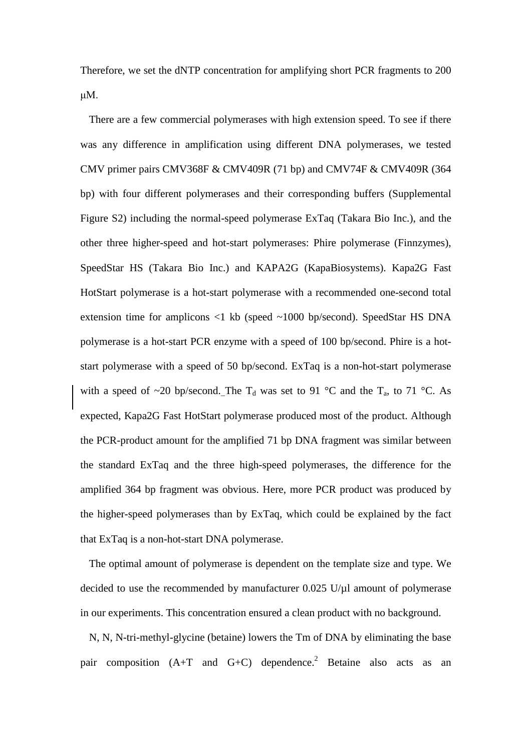Therefore, we set the dNTP concentration for amplifying short PCR fragments to 200 μM.

There are a few commercial polymerases with high extension speed. To see if there was any difference in amplification using different DNA polymerases, we tested CMV primer pairs CMV368F & CMV409R (71 bp) and CMV74F & CMV409R (364 bp) with four different polymerases and their corresponding buffers (Supplemental Figure S2) including the normal-speed polymerase ExTaq (Takara Bio Inc.), and the other three higher-speed and hot-start polymerases: Phire polymerase (Finnzymes), SpeedStar HS (Takara Bio Inc.) and KAPA2G (KapaBiosystems). Kapa2G Fast HotStart polymerase is a hot-start polymerase with a recommended one-second total extension time for amplicons <1 kb (speed ~1000 bp/second). SpeedStar HS DNA polymerase is a hot-start PCR enzyme with a speed of 100 bp/second. Phire is a hot-start polymerase with a speed of 50 bp/second. ExTaq is a non-hot-start polymerase with a speed of ~20 bp/second. The $T_d$ was set to 91 °C and the $T_a$, to 71 °C. As expected, Kapa2G Fast HotStart polymerase produced most of the product. Although the PCR-product amount for the amplified 71 bp DNA fragment was similar between the standard ExTaq and the three high-speed polymerases, the difference for the amplified 364 bp fragment was obvious. Here, more PCR product was produced by the higher-speed polymerases than by ExTaq, which could be explained by the fact that ExTaq is a non-hot-start DNA polymerase.

The optimal amount of polymerase is dependent on the template size and type. We decided to use the recommended by manufacturer 0.025 U/μl amount of polymerase in our experiments. This concentration ensured a clean product with no background.

N, N, N-tri-methyl-glycine (betaine) lowers the Tm of DNA by eliminating the base pair composition (A+T and G+C) dependence.[2] Betaine also acts as an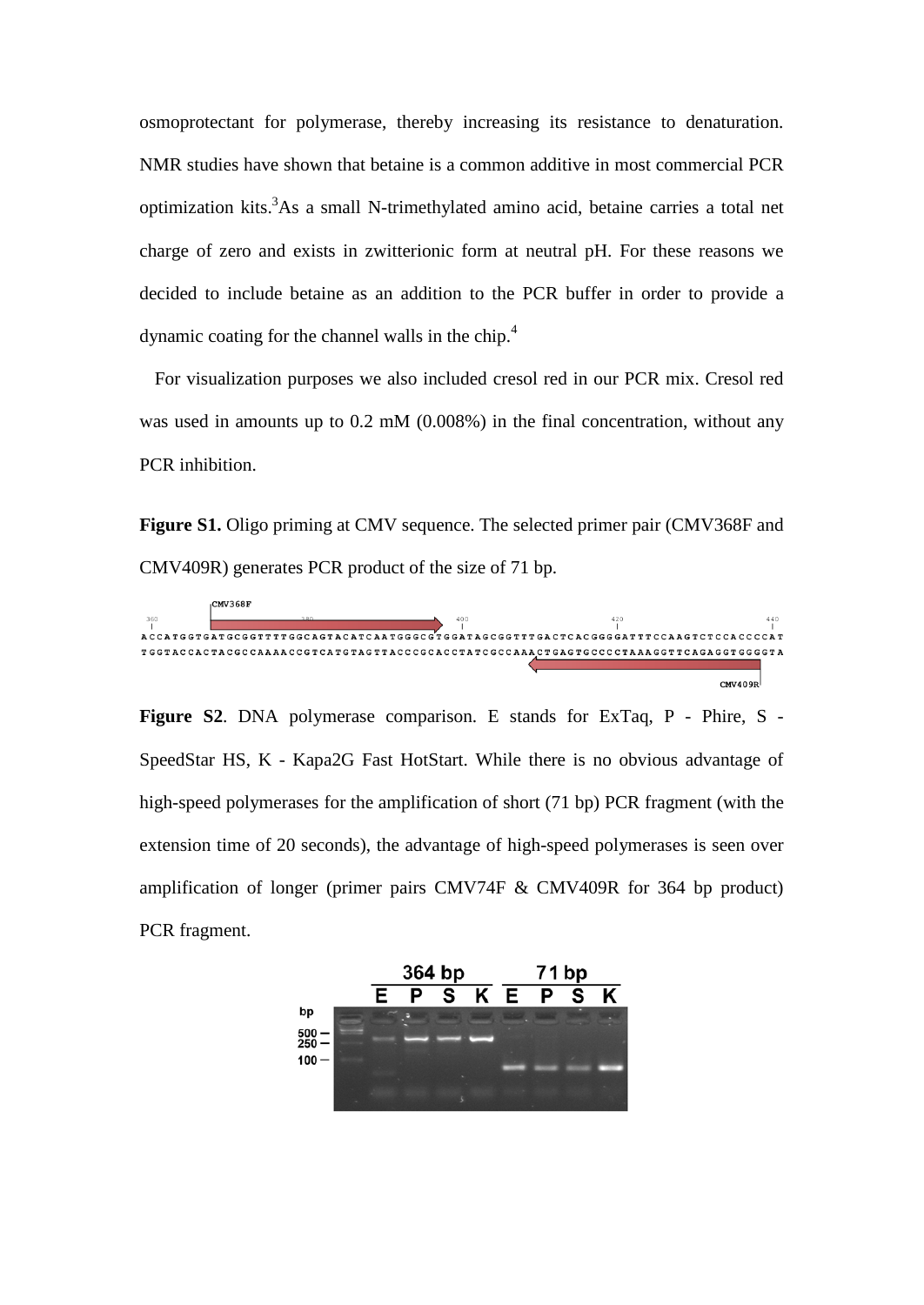osmoprotectant for polymerase, thereby increasing its resistance to denaturation. NMR studies have shown that betaine is a common additive in most commercial PCR optimization kits.[3] As a small N-trimethylated amino acid, betaine carries a total net charge of zero and exists in zwitterionic form at neutral pH. For these reasons we decided to include betaine as an addition to the PCR buffer in order to provide a dynamic coating for the channel walls in the chip.[4]

For visualization purposes we also included cresol red in our PCR mix. Cresol red was used in amounts up to 0.2 mM (0.008%) in the final concentration, without any PCR inhibition.

**Figure S1.** Oligo priming at CMV sequence. The selected primer pair (CMV368F and CMV409R) generates PCR product of the size of 71 bp.

**Figure S2**. DNA polymerase comparison. E stands for ExTaq, P - Phire, S - SpeedStar HS, K - Kapa2G Fast HotStart. While there is no obvious advantage of high-speed polymerases for the amplification of short (71 bp) PCR fragment (with the extension time of 20 seconds), the advantage of high-speed polymerases is seen over amplification of longer (primer pairs CMV74F & CMV409R for 364 bp product) PCR fragment.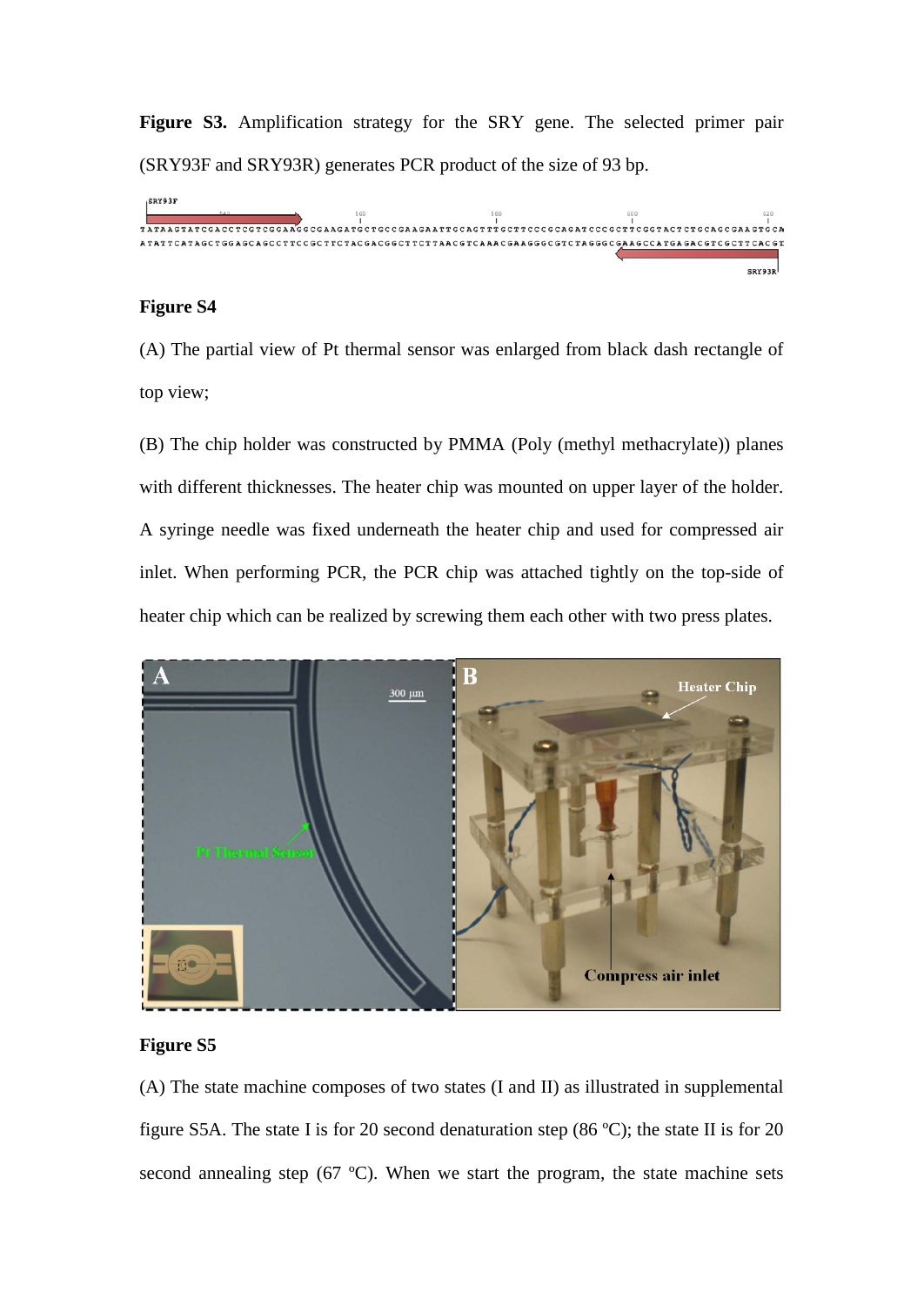**Figure S3.** Amplification strategy for the SRY gene. The selected primer pair (SRY93F and SRY93R) generates PCR product of the size of 93 bp.

**Figure S4**

(A) The partial view of Pt thermal sensor was enlarged from black dash rectangle of top view;

(B) The chip holder was constructed by PMMA (Poly (methyl methacrylate)) planes with different thicknesses. The heater chip was mounted on upper layer of the holder. A syringe needle was fixed underneath the heater chip and used for compressed air inlet. When performing PCR, the PCR chip was attached tightly on the top-side of heater chip which can be realized by screwing them each other with two press plates.

**Figure S5**

(A) The state machine composes of two states (I and II) as illustrated in supplemental figure S5A. The state I is for 20 second denaturation step (86 ºC); the state II is for 20 second annealing step (67 ºC). When we start the program, the state machine sets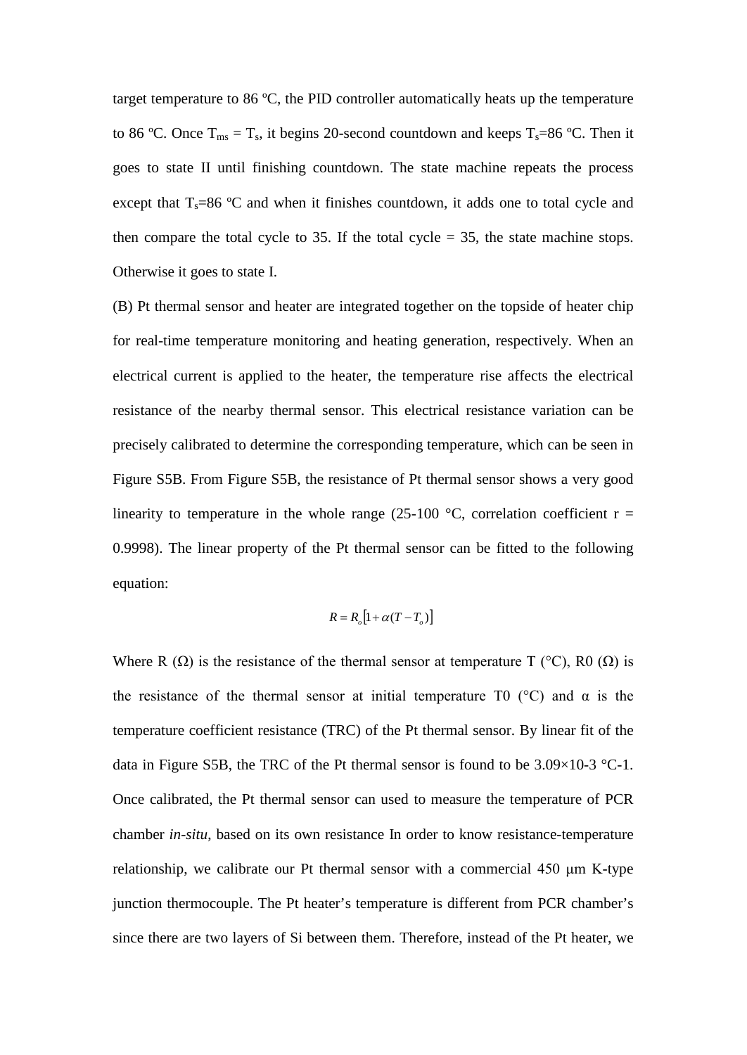target temperature to 86 ºC, the PID controller automatically heats up the temperature to 86 ºC. Once $T_{ms} = T_s$, it begins 20-second countdown and keeps $T_s$=86 ºC. Then it goes to state II until finishing countdown. The state machine repeats the process except that $T_s$=86 ºC and when it finishes countdown, it adds one to total cycle and then compare the total cycle to 35. If the total cycle = 35, the state machine stops. Otherwise it goes to state I.

(B) Pt thermal sensor and heater are integrated together on the topside of heater chip for real-time temperature monitoring and heating generation, respectively. When an electrical current is applied to the heater, the temperature rise affects the electrical resistance of the nearby thermal sensor. This electrical resistance variation can be precisely calibrated to determine the corresponding temperature, which can be seen in Figure S5B. From Figure S5B, the resistance of Pt thermal sensor shows a very good linearity to temperature in the whole range (25-100 °C, correlation coefficient r = 0.9998). The linear property of the Pt thermal sensor can be fitted to the following equation:

$$R = R_o\left[1 + \alpha(T - T_o)\right]$$

Where R (Ω) is the resistance of the thermal sensor at temperature T (°C), R0 (Ω) is the resistance of the thermal sensor at initial temperature T0 (°C) and α is the temperature coefficient resistance (TRC) of the Pt thermal sensor. By linear fit of the data in Figure S5B, the TRC of the Pt thermal sensor is found to be 3.09×10-3 °C-1. Once calibrated, the Pt thermal sensor can used to measure the temperature of PCR chamber *in-situ*, based on its own resistance In order to know resistance-temperature relationship, we calibrate our Pt thermal sensor with a commercial 450 μm K-type junction thermocouple. The Pt heater's temperature is different from PCR chamber's since there are two layers of Si between them. Therefore, instead of the Pt heater, we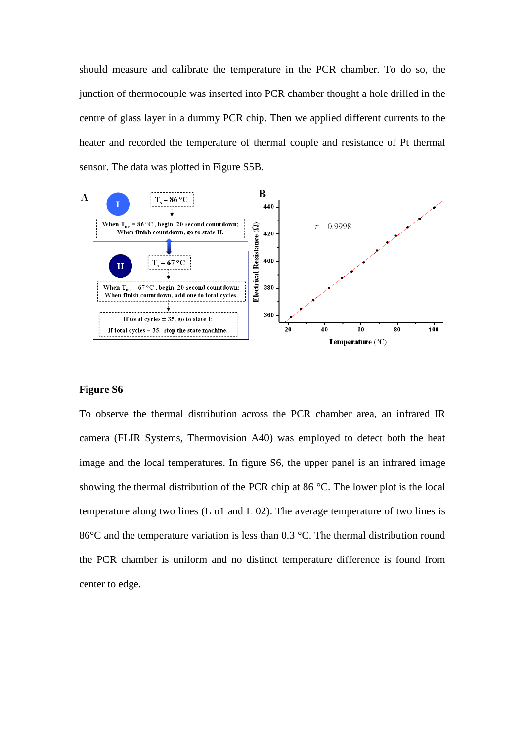should measure and calibrate the temperature in the PCR chamber. To do so, the junction of thermocouple was inserted into PCR chamber thought a hole drilled in the centre of glass layer in a dummy PCR chip. Then we applied different currents to the heater and recorded the temperature of thermal couple and resistance of Pt thermal sensor. The data was plotted in Figure S5B.

**Figure S6**

To observe the thermal distribution across the PCR chamber area, an infrared IR camera (FLIR Systems, Thermovision A40) was employed to detect both the heat image and the local temperatures. In figure S6, the upper panel is an infrared image showing the thermal distribution of the PCR chip at 86 °C. The lower plot is the local temperature along two lines (L o1 and L 02). The average temperature of two lines is 86°C and the temperature variation is less than 0.3 °C. The thermal distribution round the PCR chamber is uniform and no distinct temperature difference is found from center to edge.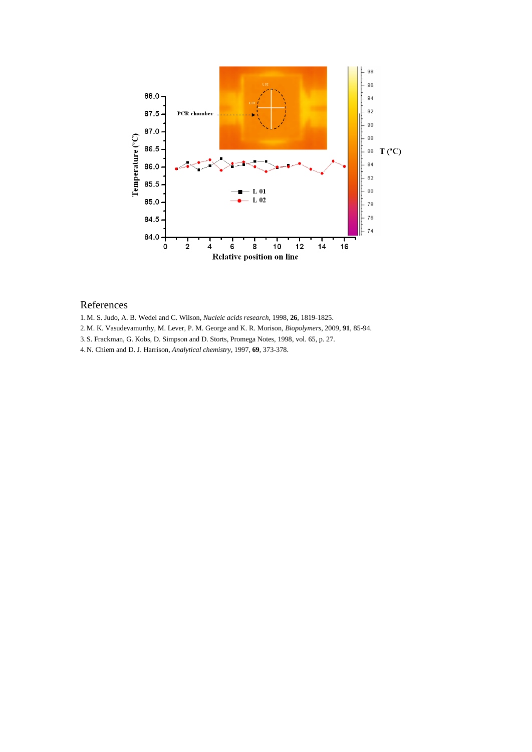PCR chamber

L 01

L 02

88.0
87.5
87.0
86.5
86.0
85.5
85.0
84.5
84.0

Temperature (°C)

0 2 4 6 8 10 12 14 16

Relative position on line

98
96
94
92
90
88
86
84
82
80
78
76
74

T (°C)

## References

1. M. S. Judo, A. B. Wedel and C. Wilson, *Nucleic acids research*, 1998, **26**, 1819-1825.
2. M. K. Vasudevamurthy, M. Lever, P. M. George and K. R. Morison, *Biopolymers*, 2009, **91**, 85-94.
3. S. Frackman, G. Kobs, D. Simpson and D. Storts, Promega Notes, 1998, vol. 65, p. 27.
4. N. Chiem and D. J. Harrison, *Analytical chemistry*, 1997, **69**, 373-378.